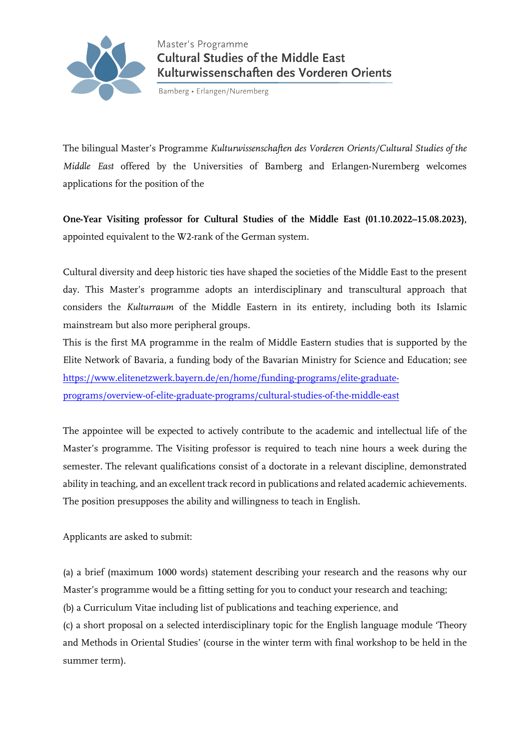Master's Programme

**Cultural Studies of the Middle East**

**Kulturwissenschaften des Vorderen Orients**

Bamberg • Erlangen/Nuremberg

The bilingual Master's Programme *Kulturwissenschaften des Vorderen Orients/Cultural Studies of the Middle East* offered by the Universities of Bamberg and Erlangen-Nuremberg welcomes applications for the position of the

**One-Year Visiting professor for Cultural Studies of the Middle East (01.10.2022–15.08.2023)**, appointed equivalent to the W2-rank of the German system.

Cultural diversity and deep historic ties have shaped the societies of the Middle East to the present day. This Master's programme adopts an interdisciplinary and transcultural approach that considers the *Kulturraum* of the Middle Eastern in its entirety, including both its Islamic mainstream but also more peripheral groups.

This is the first MA programme in the realm of Middle Eastern studies that is supported by the Elite Network of Bavaria, a funding body of the Bavarian Ministry for Science and Education; see [https://www.elitenetzwerk.bayern.de/en/home/funding-programs/elite-graduate-programs/overview-of-elite-graduate-programs/cultural-studies-of-the-middle-east](https://www.elitenetzwerk.bayern.de/en/home/funding-programs/elite-graduate-programs/overview-of-elite-graduate-programs/cultural-studies-of-the-middle-east)

The appointee will be expected to actively contribute to the academic and intellectual life of the Master's programme. The Visiting professor is required to teach nine hours a week during the semester. The relevant qualifications consist of a doctorate in a relevant discipline, demonstrated ability in teaching, and an excellent track record in publications and related academic achievements. The position presupposes the ability and willingness to teach in English.

Applicants are asked to submit:

(a) a brief (maximum 1000 words) statement describing your research and the reasons why our Master's programme would be a fitting setting for you to conduct your research and teaching;
(b) a Curriculum Vitae including list of publications and teaching experience, and
(c) a short proposal on a selected interdisciplinary topic for the English language module 'Theory and Methods in Oriental Studies' (course in the winter term with final workshop to be held in the summer term).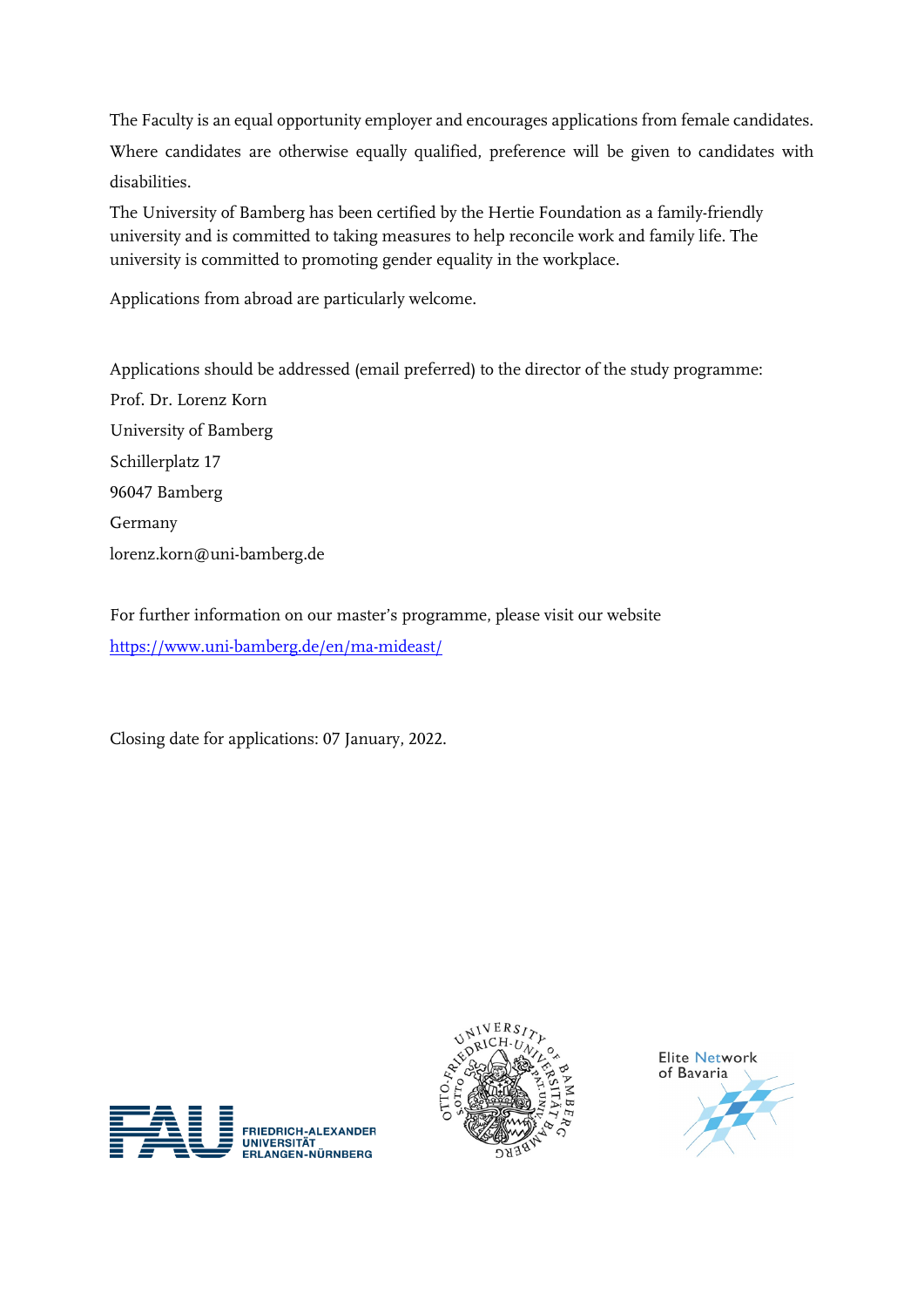The Faculty is an equal opportunity employer and encourages applications from female candidates. Where candidates are otherwise equally qualified, preference will be given to candidates with disabilities.

The University of Bamberg has been certified by the Hertie Foundation as a family-friendly university and is committed to taking measures to help reconcile work and family life. The university is committed to promoting gender equality in the workplace.

Applications from abroad are particularly welcome.

Applications should be addressed (email preferred) to the director of the study programme:

Prof. Dr. Lorenz Korn
University of Bamberg
Schillerplatz 17
96047 Bamberg
Germany
lorenz.korn@uni-bamberg.de

For further information on our master's programme, please visit our website
https://www.uni-bamberg.de/en/ma-mideast/

Closing date for applications: 07 January, 2022.